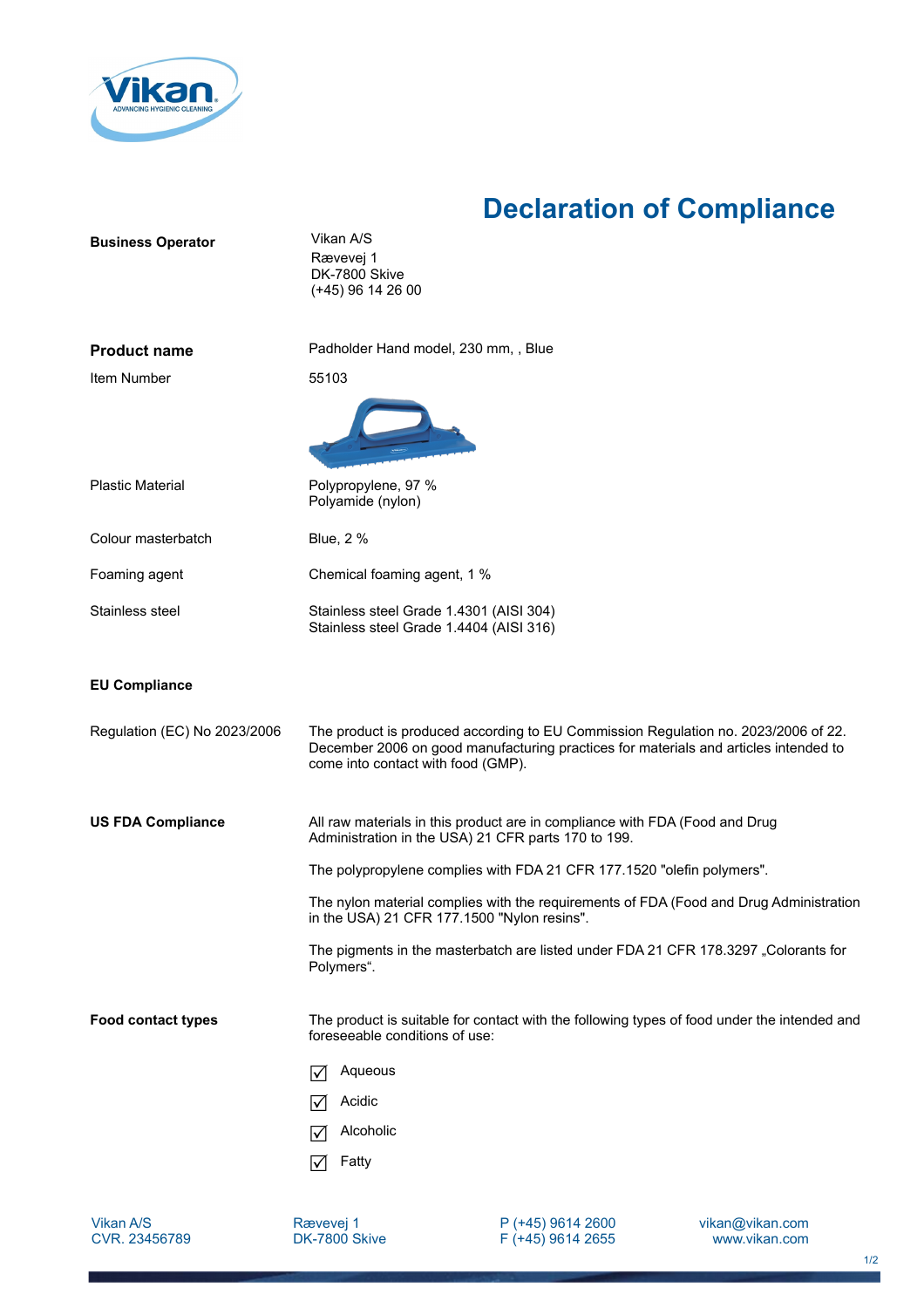# Declaration of Compliance

**Business Operator**

Vikan A/S
Rævevej 1
DK-7800 Skive
(+45) 96 14 26 00

**Product name** — Padholder Hand model, 230 mm, , Blue

Item Number — 55103

Plastic Material — Polypropylene, 97 %
Polyamide (nylon)

Colour masterbatch — Blue, 2 %

Foaming agent — Chemical foaming agent, 1 %

Stainless steel — Stainless steel Grade 1.4301 (AISI 304)
Stainless steel Grade 1.4404 (AISI 316)

## EU Compliance

**Regulation (EC) No 2023/2006**

The product is produced according to EU Commission Regulation no. 2023/2006 of 22. December 2006 on good manufacturing practices for materials and articles intended to come into contact with food (GMP).

## US FDA Compliance

All raw materials in this product are in compliance with FDA (Food and Drug Administration in the USA) 21 CFR parts 170 to 199.

The polypropylene complies with FDA 21 CFR 177.1520 "olefin polymers".

The nylon material complies with the requirements of FDA (Food and Drug Administration in the USA) 21 CFR 177.1500 "Nylon resins".

The pigments in the masterbatch are listed under FDA 21 CFR 178.3297 „Colorants for Polymers".

## Food contact types

The product is suitable for contact with the following types of food under the intended and foreseeable conditions of use:

- ☑ Aqueous
- ☑ Acidic
- ☑ Alcoholic
- ☑ Fatty

Vikan A/S
CVR. 23456789

Rævevej 1
DK-7800 Skive

P (+45) 9614 2600
F (+45) 9614 2655

vikan@vikan.com
www.vikan.com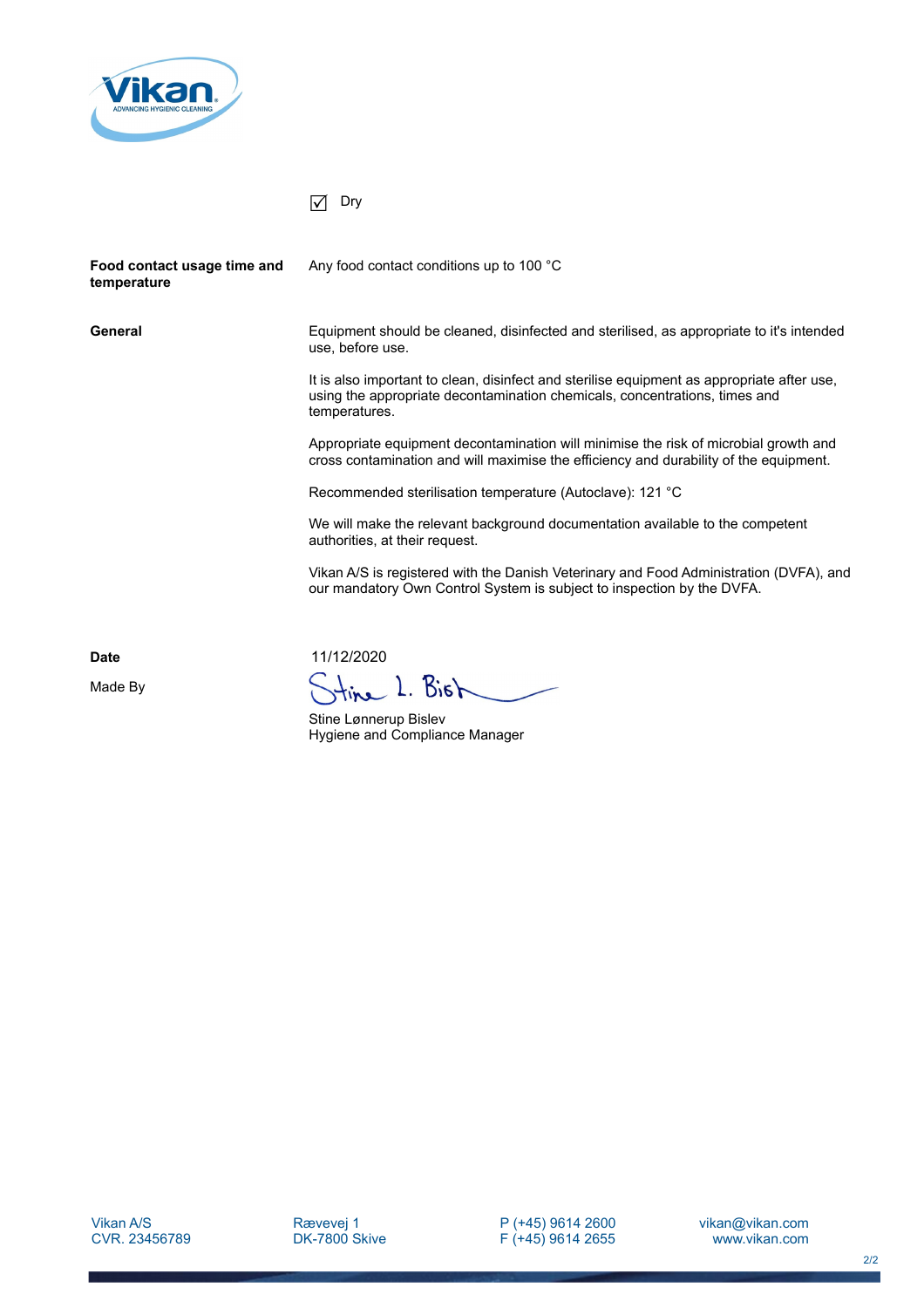☑ Dry

**Food contact usage time and temperature**

Any food contact conditions up to 100 °C

**General**

Equipment should be cleaned, disinfected and sterilised, as appropriate to it's intended use, before use.

It is also important to clean, disinfect and sterilise equipment as appropriate after use, using the appropriate decontamination chemicals, concentrations, times and temperatures.

Appropriate equipment decontamination will minimise the risk of microbial growth and cross contamination and will maximise the efficiency and durability of the equipment.

Recommended sterilisation temperature (Autoclave): 121 °C

We will make the relevant background documentation available to the competent authorities, at their request.

Vikan A/S is registered with the Danish Veterinary and Food Administration (DVFA), and our mandatory Own Control System is subject to inspection by the DVFA.

**Date** 11/12/2020

Made By

Stine Lønnerup Bislev
Hygiene and Compliance Manager

Vikan A/S
CVR. 23456789

Rævevej 1
DK-7800 Skive

P (+45) 9614 2600
F (+45) 9614 2655

vikan@vikan.com
www.vikan.com